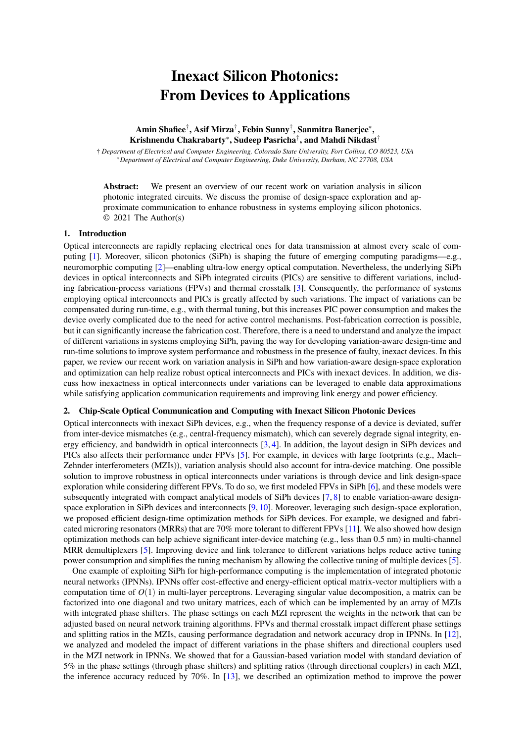# Inexact Silicon Photonics: From Devices to Applications

**Amin Shafiee†, Asif Mirza†, Febin Sunny†, Sanmitra Banerjee*, Krishnendu Chakrabarty*, Sudeep Pasricha†, and Mahdi Nikdast†**

*† Department of Electrical and Computer Engineering, Colorado State University, Fort Collins, CO 80523, USA*
*\*Department of Electrical and Computer Engineering, Duke University, Durham, NC 27708, USA*

**Abstract:** We present an overview of our recent work on variation analysis in silicon photonic integrated circuits. We discuss the promise of design-space exploration and approximate communication to enhance robustness in systems employing silicon photonics. © 2021 The Author(s)

## 1. Introduction

Optical interconnects are rapidly replacing electrical ones for data transmission at almost every scale of computing [1]. Moreover, silicon photonics (SiPh) is shaping the future of emerging computing paradigms—e.g., neuromorphic computing [2]—enabling ultra-low energy optical computation. Nevertheless, the underlying SiPh devices in optical interconnects and SiPh integrated circuits (PICs) are sensitive to different variations, including fabrication-process variations (FPVs) and thermal crosstalk [3]. Consequently, the performance of systems employing optical interconnects and PICs is greatly affected by such variations. The impact of variations can be compensated during run-time, e.g., with thermal tuning, but this increases PIC power consumption and makes the device overly complicated due to the need for active control mechanisms. Post-fabrication correction is possible, but it can significantly increase the fabrication cost. Therefore, there is a need to understand and analyze the impact of different variations in systems employing SiPh, paving the way for developing variation-aware design-time and run-time solutions to improve system performance and robustness in the presence of faulty, inexact devices. In this paper, we review our recent work on variation analysis in SiPh and how variation-aware design-space exploration and optimization can help realize robust optical interconnects and PICs with inexact devices. In addition, we discuss how inexactness in optical interconnects under variations can be leveraged to enable data approximations while satisfying application communication requirements and improving link energy and power efficiency.

## 2. Chip-Scale Optical Communication and Computing with Inexact Silicon Photonic Devices

Optical interconnects with inexact SiPh devices, e.g., when the frequency response of a device is deviated, suffer from inter-device mismatches (e.g., central-frequency mismatch), which can severely degrade signal integrity, energy efficiency, and bandwidth in optical interconnects [3, 4]. In addition, the layout design in SiPh devices and PICs also affects their performance under FPVs [5]. For example, in devices with large footprints (e.g., Mach–Zehnder interferometers (MZIs)), variation analysis should also account for intra-device matching. One possible solution to improve robustness in optical interconnects under variations is through device and link design-space exploration while considering different FPVs. To do so, we first modeled FPVs in SiPh [6], and these models were subsequently integrated with compact analytical models of SiPh devices [7, 8] to enable variation-aware design-space exploration in SiPh devices and interconnects [9, 10]. Moreover, leveraging such design-space exploration, we proposed efficient design-time optimization methods for SiPh devices. For example, we designed and fabricated microring resonators (MRRs) that are 70% more tolerant to different FPVs [11]. We also showed how design optimization methods can help achieve significant inter-device matching (e.g., less than 0.5 nm) in multi-channel MRR demultiplexers [5]. Improving device and link tolerance to different variations helps reduce active tuning power consumption and simplifies the tuning mechanism by allowing the collective tuning of multiple devices [5].

One example of exploiting SiPh for high-performance computing is the implementation of integrated photonic neural networks (IPNNs). IPNNs offer cost-effective and energy-efficient optical matrix-vector multipliers with a computation time of $O(1)$ in multi-layer perceptrons. Leveraging singular value decomposition, a matrix can be factorized into one diagonal and two unitary matrices, each of which can be implemented by an array of MZIs with integrated phase shifters. The phase settings on each MZI represent the weights in the network that can be adjusted based on neural network training algorithms. FPVs and thermal crosstalk impact different phase settings and splitting ratios in the MZIs, causing performance degradation and network accuracy drop in IPNNs. In [12], we analyzed and modeled the impact of different variations in the phase shifters and directional couplers used in the MZI network in IPNNs. We showed that for a Gaussian-based variation model with standard deviation of 5% in the phase settings (through phase shifters) and splitting ratios (through directional couplers) in each MZI, the inference accuracy reduced by 70%. In [13], we described an optimization method to improve the power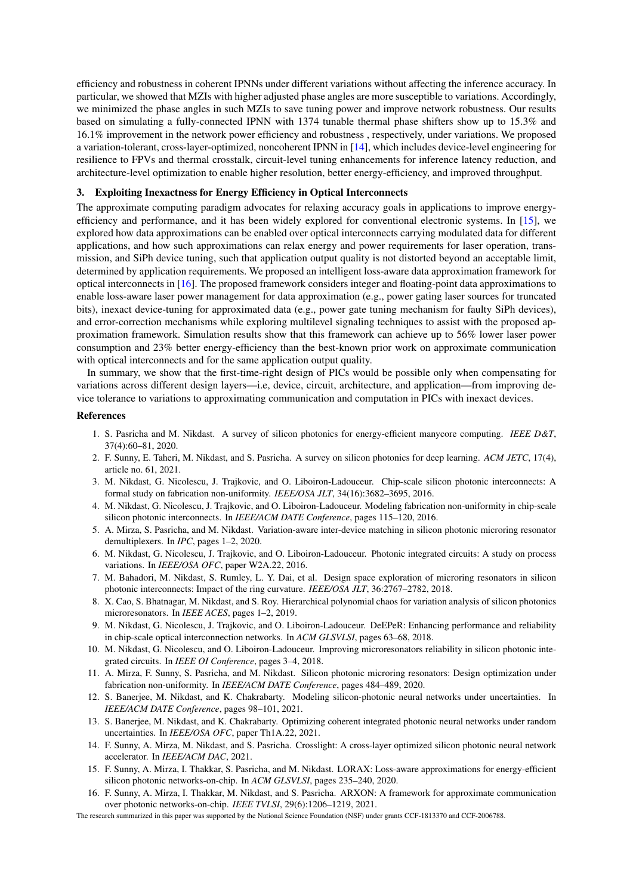efficiency and robustness in coherent IPNNs under different variations without affecting the inference accuracy. In particular, we showed that MZIs with higher adjusted phase angles are more susceptible to variations. Accordingly, we minimized the phase angles in such MZIs to save tuning power and improve network robustness. Our results based on simulating a fully-connected IPNN with 1374 tunable thermal phase shifters show up to 15.3% and 16.1% improvement in the network power efficiency and robustness , respectively, under variations. We proposed a variation-tolerant, cross-layer-optimized, noncoherent IPNN in [14], which includes device-level engineering for resilience to FPVs and thermal crosstalk, circuit-level tuning enhancements for inference latency reduction, and architecture-level optimization to enable higher resolution, better energy-efficiency, and improved throughput.

## 3. Exploiting Inexactness for Energy Efficiency in Optical Interconnects

The approximate computing paradigm advocates for relaxing accuracy goals in applications to improve energy-efficiency and performance, and it has been widely explored for conventional electronic systems. In [15], we explored how data approximations can be enabled over optical interconnects carrying modulated data for different applications, and how such approximations can relax energy and power requirements for laser operation, transmission, and SiPh device tuning, such that application output quality is not distorted beyond an acceptable limit, determined by application requirements. We proposed an intelligent loss-aware data approximation framework for optical interconnects in [16]. The proposed framework considers integer and floating-point data approximations to enable loss-aware laser power management for data approximation (e.g., power gating laser sources for truncated bits), inexact device-tuning for approximated data (e.g., power gate tuning mechanism for faulty SiPh devices), and error-correction mechanisms while exploring multilevel signaling techniques to assist with the proposed approximation framework. Simulation results show that this framework can achieve up to 56% lower laser power consumption and 23% better energy-efficiency than the best-known prior work on approximate communication with optical interconnects and for the same application output quality.

In summary, we show that the first-time-right design of PICs would be possible only when compensating for variations across different design layers—i.e, device, circuit, architecture, and application—from improving device tolerance to variations to approximating communication and computation in PICs with inexact devices.

## References

1. S. Pasricha and M. Nikdast. A survey of silicon photonics for energy-efficient manycore computing. *IEEE D&T*, 37(4):60–81, 2020.
2. F. Sunny, E. Taheri, M. Nikdast, and S. Pasricha. A survey on silicon photonics for deep learning. *ACM JETC*, 17(4), article no. 61, 2021.
3. M. Nikdast, G. Nicolescu, J. Trajkovic, and O. Liboiron-Ladouceur. Chip-scale silicon photonic interconnects: A formal study on fabrication non-uniformity. *IEEE/OSA JLT*, 34(16):3682–3695, 2016.
4. M. Nikdast, G. Nicolescu, J. Trajkovic, and O. Liboiron-Ladouceur. Modeling fabrication non-uniformity in chip-scale silicon photonic interconnects. In *IEEE/ACM DATE Conference*, pages 115–120, 2016.
5. A. Mirza, S. Pasricha, and M. Nikdast. Variation-aware inter-device matching in silicon photonic microring resonator demultiplexers. In *IPC*, pages 1–2, 2020.
6. M. Nikdast, G. Nicolescu, J. Trajkovic, and O. Liboiron-Ladouceur. Photonic integrated circuits: A study on process variations. In *IEEE/OSA OFC*, paper W2A.22, 2016.
7. M. Bahadori, M. Nikdast, S. Rumley, L. Y. Dai, et al. Design space exploration of microring resonators in silicon photonic interconnects: Impact of the ring curvature. *IEEE/OSA JLT*, 36:2767–2782, 2018.
8. X. Cao, S. Bhatnagar, M. Nikdast, and S. Roy. Hierarchical polynomial chaos for variation analysis of silicon photonics microresonators. In *IEEE ACES*, pages 1–2, 2019.
9. M. Nikdast, G. Nicolescu, J. Trajkovic, and O. Liboiron-Ladouceur. DeEPeR: Enhancing performance and reliability in chip-scale optical interconnection networks. In *ACM GLSVLSI*, pages 63–68, 2018.
10. M. Nikdast, G. Nicolescu, and O. Liboiron-Ladouceur. Improving microresonators reliability in silicon photonic integrated circuits. In *IEEE OI Conference*, pages 3–4, 2018.
11. A. Mirza, F. Sunny, S. Pasricha, and M. Nikdast. Silicon photonic microring resonators: Design optimization under fabrication non-uniformity. In *IEEE/ACM DATE Conference*, pages 484–489, 2020.
12. S. Banerjee, M. Nikdast, and K. Chakrabarty. Modeling silicon-photonic neural networks under uncertainties. In *IEEE/ACM DATE Conference*, pages 98–101, 2021.
13. S. Banerjee, M. Nikdast, and K. Chakrabarty. Optimizing coherent integrated photonic neural networks under random uncertainties. In *IEEE/OSA OFC*, paper Th1A.22, 2021.
14. F. Sunny, A. Mirza, M. Nikdast, and S. Pasricha. Crosslight: A cross-layer optimized silicon photonic neural network accelerator. In *IEEE/ACM DAC*, 2021.
15. F. Sunny, A. Mirza, I. Thakkar, S. Pasricha, and M. Nikdast. LORAX: Loss-aware approximations for energy-efficient silicon photonic networks-on-chip. In *ACM GLSVLSI*, pages 235–240, 2020.
16. F. Sunny, A. Mirza, I. Thakkar, M. Nikdast, and S. Pasricha. ARXON: A framework for approximate communication over photonic networks-on-chip. *IEEE TVLSI*, 29(6):1206–1219, 2021.

The research summarized in this paper was supported by the National Science Foundation (NSF) under grants CCF-1813370 and CCF-2006788.